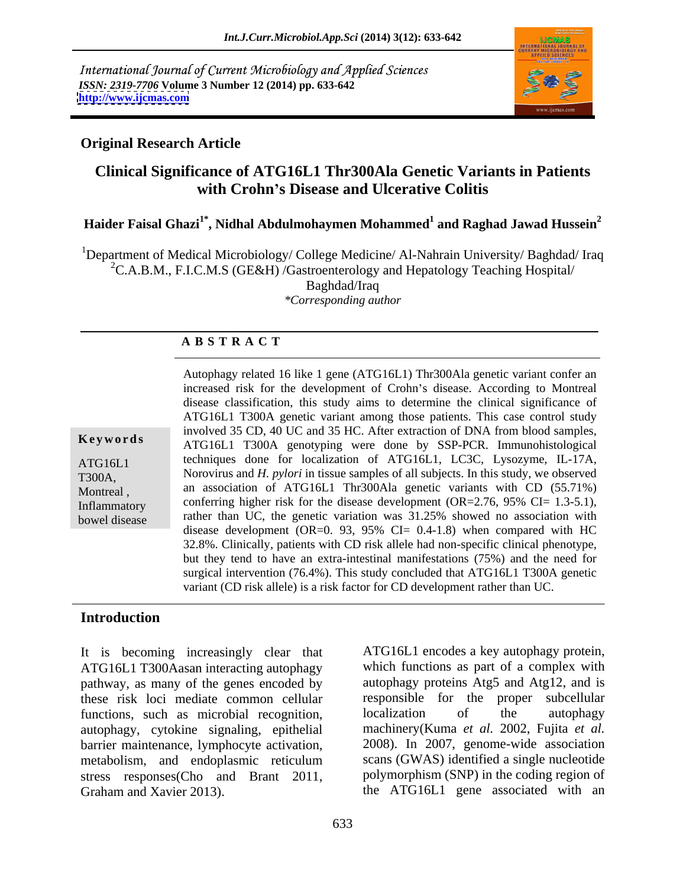International Journal of Current Microbiology and Applied Sciences
*ISSN: 2319-7706* **Volume 3 Number 12 (2014) pp. 633-642**
**http://www.ijcmas.com**

**Original Research Article**

# Clinical Significance of ATG16L1 Thr300Ala Genetic Variants in Patients with Crohn's Disease and Ulcerative Colitis

**Haider Faisal Ghazi[1*], Nidhal Abdulmohaymen Mohammed[1] and Raghad Jawad Hussein[2]**

[1]Department of Medical Microbiology/ College Medicine/ Al-Nahrain University/ Baghdad/ Iraq
[2]C.A.B.M., F.I.C.M.S (GE&H) /Gastroenterology and Hepatology Teaching Hospital/ Baghdad/Iraq
*\*Corresponding author*

## ABSTRACT

**Keywords**

ATG16L1 T300A, Montreal, Inflammatory bowel disease

Autophagy related 16 like 1 gene (ATG16L1) Thr300Ala genetic variant confer an increased risk for the development of Crohn's disease. According to Montreal disease classification, this study aims to determine the clinical significance of ATG16L1 T300A genetic variant among those patients. This case control study involved 35 CD, 40 UC and 35 HC. After extraction of DNA from blood samples, ATG16L1 T300A genotyping were done by SSP-PCR. Immunohistological techniques done for localization of ATG16L1, LC3C, Lysozyme, IL-17A, Norovirus and *H. pylori* in tissue samples of all subjects. In this study, we observed an association of ATG16L1 Thr300Ala genetic variants with CD (55.71%) conferring higher risk for the disease development (OR=2.76, 95% CI= 1.3-5.1), rather than UC, the genetic variation was 31.25% showed no association with disease development (OR=0. 93, 95% CI= 0.4-1.8) when compared with HC 32.8%. Clinically, patients with CD risk allele had non-specific clinical phenotype, but they tend to have an extra-intestinal manifestations (75%) and the need for surgical intervention (76.4%). This study concluded that ATG16L1 T300A genetic variant (CD risk allele) is a risk factor for CD development rather than UC.

## Introduction

It is becoming increasingly clear that ATG16L1 T300Aasan interacting autophagy pathway, as many of the genes encoded by these risk loci mediate common cellular functions, such as microbial recognition, autophagy, cytokine signaling, epithelial barrier maintenance, lymphocyte activation, metabolism, and endoplasmic reticulum stress responses(Cho and Brant 2011, Graham and Xavier 2013).

ATG16L1 encodes a key autophagy protein, which functions as part of a complex with autophagy proteins Atg5 and Atg12, and is responsible for the proper subcellular localization of the autophagy machinery(Kuma *et al.* 2002, Fujita *et al.* 2008). In 2007, genome-wide association scans (GWAS) identified a single nucleotide polymorphism (SNP) in the coding region of the ATG16L1 gene associated with an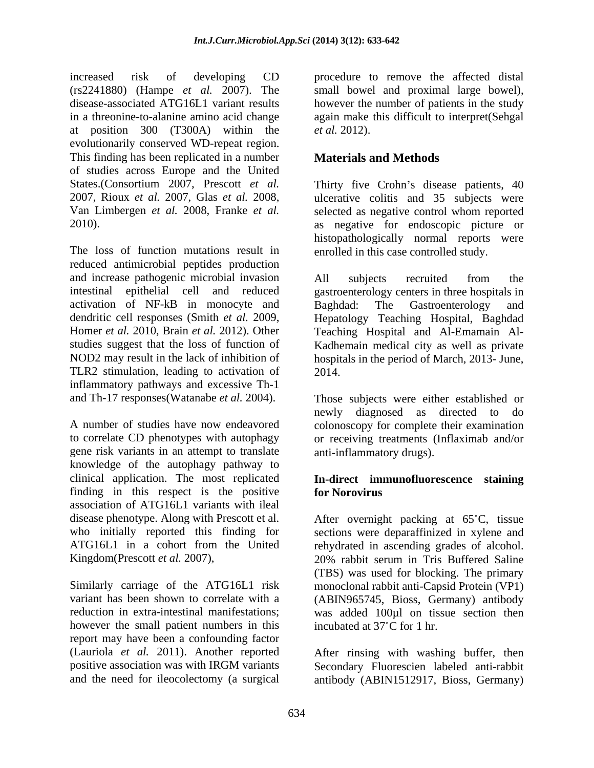increased risk of developing CD (rs2241880) (Hampe *et al.* 2007). The disease-associated ATG16L1 variant results in a threonine-to-alanine amino acid change at position 300 (T300A) within the evolutionarily conserved WD-repeat region. This finding has been replicated in a number of studies across Europe and the United States.(Consortium 2007, Prescott *et al.* 2007, Rioux *et al.* 2007, Glas *et al.* 2008, Van Limbergen *et al.* 2008, Franke *et al.* 2010).

The loss of function mutations result in reduced antimicrobial peptides production and increase pathogenic microbial invasion intestinal epithelial cell and reduced activation of NF-kB in monocyte and dendritic cell responses (Smith *et al.* 2009, Homer *et al.* 2010, Brain *et al.* 2012). Other studies suggest that the loss of function of NOD2 may result in the lack of inhibition of TLR2 stimulation, leading to activation of inflammatory pathways and excessive Th-1 and Th-17 responses(Watanabe *et al.* 2004).

A number of studies have now endeavored to correlate CD phenotypes with autophagy gene risk variants in an attempt to translate knowledge of the autophagy pathway to clinical application. The most replicated finding in this respect is the positive association of ATG16L1 variants with ileal disease phenotype. Along with Prescott et al. who initially reported this finding for ATG16L1 in a cohort from the United Kingdom(Prescott *et al.* 2007),

Similarly carriage of the ATG16L1 risk variant has been shown to correlate with a reduction in extra-intestinal manifestations; however the small patient numbers in this report may have been a confounding factor (Lauriola *et al.* 2011). Another reported positive association was with IRGM variants and the need for ileocolectomy (a surgical procedure to remove the affected distal small bowel and proximal large bowel), however the number of patients in the study again make this difficult to interpret(Sehgal *et al.* 2012).

## Materials and Methods

Thirty five Crohn's disease patients, 40 ulcerative colitis and 35 subjects were selected as negative control whom reported as negative for endoscopic picture or histopathologically normal reports were enrolled in this case controlled study.

All subjects recruited from the gastroenterology centers in three hospitals in Baghdad: The Gastroenterology and Hepatology Teaching Hospital, Baghdad Teaching Hospital and Al-Emamain Al-Kadhemain medical city as well as private hospitals in the period of March, 2013- June, 2014.

Those subjects were either established or newly diagnosed as directed to do colonoscopy for complete their examination or receiving treatments (Inflaximab and/or anti-inflammatory drugs).

### In-direct immunofluorescence staining for Norovirus

After overnight packing at 65˚C, tissue sections were deparaffinized in xylene and rehydrated in ascending grades of alcohol. 20% rabbit serum in Tris Buffered Saline (TBS) was used for blocking. The primary monoclonal rabbit anti-Capsid Protein (VP1) (ABIN965745, Bioss, Germany) antibody was added 100µl on tissue section then incubated at 37˚C for 1 hr.

After rinsing with washing buffer, then Secondary Fluorescien labeled anti-rabbit antibody (ABIN1512917, Bioss, Germany)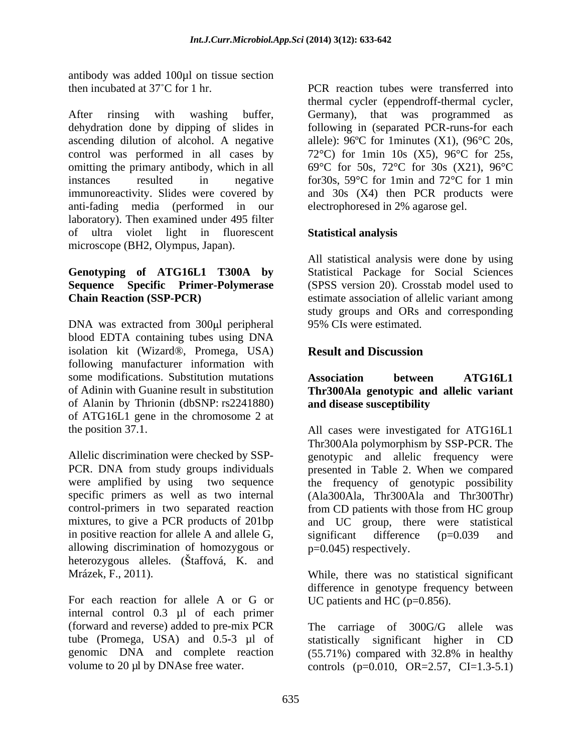antibody was added 100μl on tissue section then incubated at 37˚C for 1 hr.

After rinsing with washing buffer, dehydration done by dipping of slides in ascending dilution of alcohol. A negative control was performed in all cases by omitting the primary antibody, which in all instances resulted in negative immunoreactivity. Slides were covered by anti-fading media (performed in our laboratory). Then examined under 495 filter of ultra violet light in fluorescent microscope (BH2, Olympus, Japan).

**Genotyping of ATG16L1 T300A by Sequence Specific Primer-Polymerase Chain Reaction (SSP-PCR)**

DNA was extracted from 300μl peripheral blood EDTA containing tubes using DNA isolation kit (Wizard®, Promega, USA) following manufacturer information with some modifications. Substitution mutations of Adinin with Guanine result in substitution of Alanin by Thrionin (dbSNP: rs2241880) of ATG16L1 gene in the chromosome 2 at the position 37.1.

Allelic discrimination were checked by SSP-PCR. DNA from study groups individuals were amplified by using two sequence specific primers as well as two internal control-primers in two separated reaction mixtures, to give a PCR products of 201bp in positive reaction for allele A and allele G, allowing discrimination of homozygous or heterozygous alleles. (Štaffová, K. and Mrázek, F., 2011).

For each reaction for allele A or G or internal control 0.3 μl of each primer (forward and reverse) added to pre-mix PCR tube (Promega, USA) and 0.5-3 μl of genomic DNA and complete reaction volume to 20 μl by DNAse free water.

PCR reaction tubes were transferred into thermal cycler (eppendroff-thermal cycler, Germany), that was programmed as following in (separated PCR-runs-for each allele): 96ºC for 1minutes (X1), (96°C 20s, 72°C) for 1min 10s (X5), 96°C for 25s, 69°C for 50s, 72°C for 30s (X21), 96°C for30s, 59°C for 1min and 72°C for 1 min and 30s (X4) then PCR products were electrophoresed in 2% agarose gel.

**Statistical analysis**

All statistical analysis were done by using Statistical Package for Social Sciences (SPSS version 20). Crosstab model used to estimate association of allelic variant among study groups and ORs and corresponding 95% CIs were estimated.

## Result and Discussion

**Association between ATG16L1 Thr300Ala genotypic and allelic variant and disease susceptibility**

All cases were investigated for ATG16L1 Thr300Ala polymorphism by SSP-PCR. The genotypic and allelic frequency were presented in Table 2. When we compared the frequency of genotypic possibility (Ala300Ala, Thr300Ala and Thr300Thr) from CD patients with those from HC group and UC group, there were statistical significant difference ($p=0.039$ and $p=0.045$) respectively.

While, there was no statistical significant difference in genotype frequency between UC patients and HC ($p=0.856$).

The carriage of 300G/G allele was statistically significant higher in CD (55.71%) compared with 32.8% in healthy controls ($p=0.010$, OR=2.57, CI=1.3-5.1)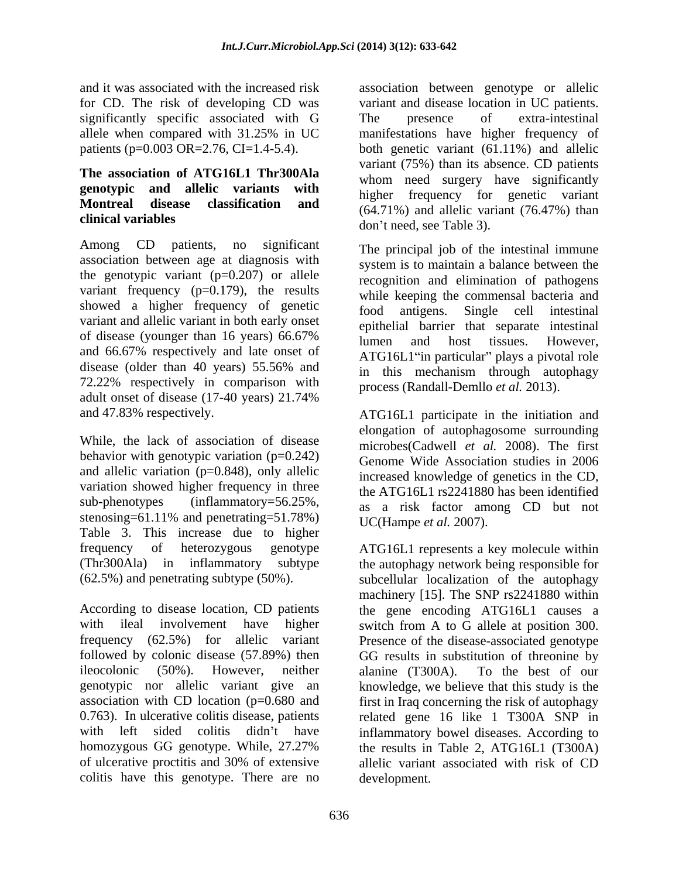and it was associated with the increased risk for CD. The risk of developing CD was significantly specific associated with G allele when compared with 31.25% in UC patients (p=0.003 OR=2.76, CI=1.4-5.4).

### The association of ATG16L1 Thr300Ala genotypic and allelic variants with Montreal disease classification and clinical variables

Among CD patients, no significant association between age at diagnosis with the genotypic variant (p=0.207) or allele variant frequency (p=0.179), the results showed a higher frequency of genetic variant and allelic variant in both early onset of disease (younger than 16 years) 66.67% and 66.67% respectively and late onset of disease (older than 40 years) 55.56% and 72.22% respectively in comparison with adult onset of disease (17-40 years) 21.74% and 47.83% respectively.

While, the lack of association of disease behavior with genotypic variation (p=0.242) and allelic variation (p=0.848), only allelic variation showed higher frequency in three sub-phenotypes (inflammatory=56.25%, stenosing=61.11% and penetrating=51.78%) Table 3. This increase due to higher frequency of heterozygous genotype (Thr300Ala) in inflammatory subtype (62.5%) and penetrating subtype (50%).

According to disease location, CD patients with ileal involvement have higher frequency (62.5%) for allelic variant followed by colonic disease (57.89%) then ileocolonic (50%). However, neither genotypic nor allelic variant give an association with CD location (p=0.680 and 0.763). In ulcerative colitis disease, patients with left sided colitis didn't have homozygous GG genotype. While, 27.27% of ulcerative proctitis and 30% of extensive colitis have this genotype. There are no association between genotype or allelic variant and disease location in UC patients. The presence of extra-intestinal manifestations have higher frequency of both genetic variant (61.11%) and allelic variant (75%) than its absence. CD patients whom need surgery have significantly higher frequency for genetic variant (64.71%) and allelic variant (76.47%) than don't need, see Table 3).

The principal job of the intestinal immune system is to maintain a balance between the recognition and elimination of pathogens while keeping the commensal bacteria and food antigens. Single cell intestinal epithelial barrier that separate intestinal lumen and host tissues. However, ATG16L1"in particular" plays a pivotal role in this mechanism through autophagy process (Randall-Demllo *et al.* 2013).

ATG16L1 participate in the initiation and elongation of autophagosome surrounding microbes(Cadwell *et al.* 2008). The first Genome Wide Association studies in 2006 increased knowledge of genetics in the CD, the ATG16L1 rs2241880 has been identified as a risk factor among CD but not UC(Hampe *et al.* 2007).

ATG16L1 represents a key molecule within the autophagy network being responsible for subcellular localization of the autophagy machinery [15]. The SNP rs2241880 within the gene encoding ATG16L1 causes a switch from A to G allele at position 300. Presence of the disease-associated genotype GG results in substitution of threonine by alanine (T300A). To the best of our knowledge, we believe that this study is the first in Iraq concerning the risk of autophagy related gene 16 like 1 T300A SNP in inflammatory bowel diseases. According to the results in Table 2, ATG16L1 (T300A) allelic variant associated with risk of CD development.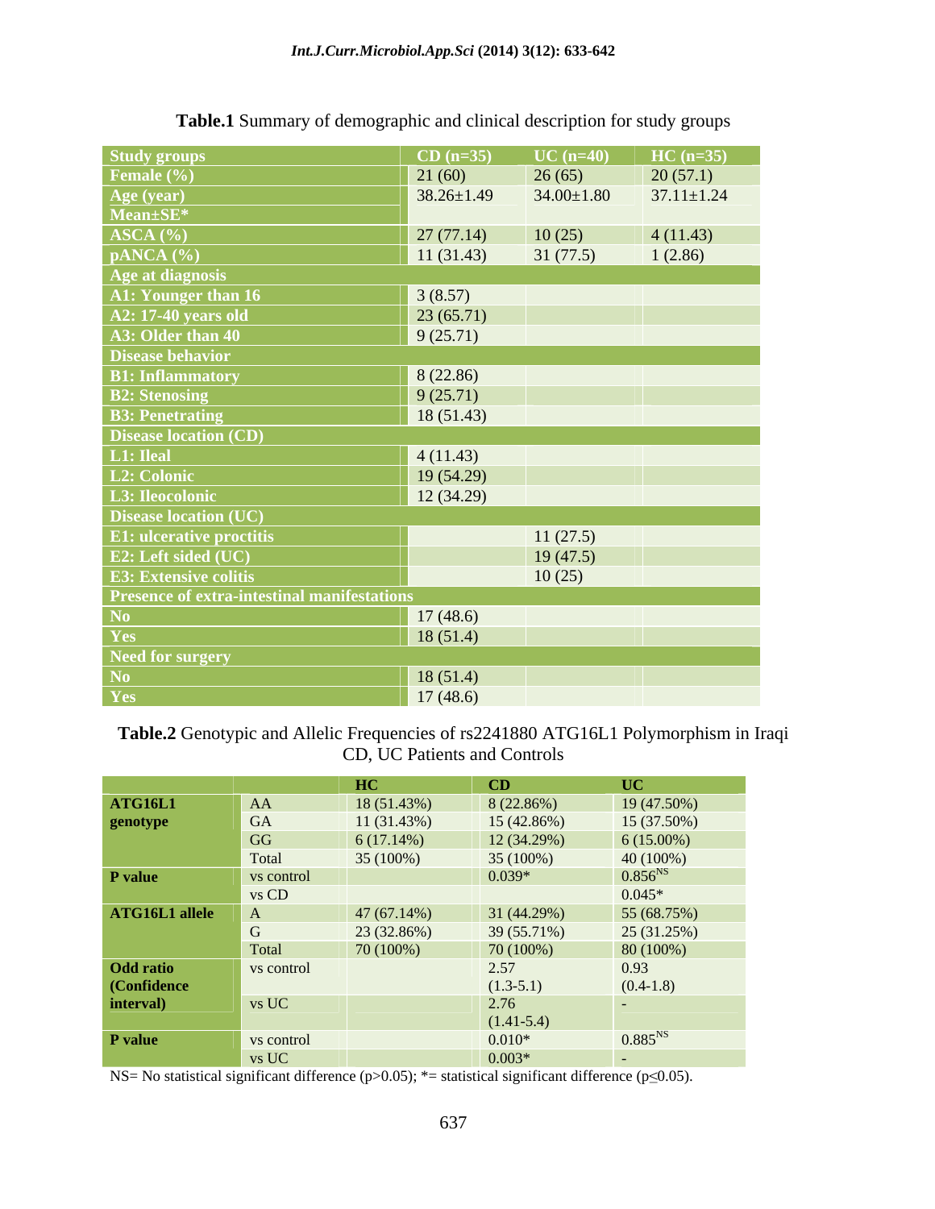**Table.1** Summary of demographic and clinical description for study groups

| Study groups | CD (n=35) | UC (n=40) | HC (n=35) |
|---|---|---|---|
| Female (%) | 21 (60) | 26 (65) | 20 (57.1) |
| Age (year) Mean±SE* | 38.26±1.49 | 34.00±1.80 | 37.11±1.24 |
| ASCA (%) | 27 (77.14) | 10 (25) | 4 (11.43) |
| pANCA (%) | 11 (31.43) | 31 (77.5) | 1 (2.86) |
| **Age at diagnosis** | | | |
| A1: Younger than 16 | 3 (8.57) | | |
| A2: 17-40 years old | 23 (65.71) | | |
| A3: Older than 40 | 9 (25.71) | | |
| **Disease behavior** | | | |
| B1: Inflammatory | 8 (22.86) | | |
| B2: Stenosing | 9 (25.71) | | |
| B3: Penetrating | 18 (51.43) | | |
| **Disease location (CD)** | | | |
| L1: Ileal | 4 (11.43) | | |
| L2: Colonic | 19 (54.29) | | |
| L3: Ileocolonic | 12 (34.29) | | |
| **Disease location (UC)** | | | |
| E1: ulcerative proctitis | | 11 (27.5) | |
| E2: Left sided (UC) | | 19 (47.5) | |
| E3: Extensive colitis | | 10 (25) | |
| **Presence of extra-intestinal manifestations** | | | |
| No | 17 (48.6) | | |
| Yes | 18 (51.4) | | |
| **Need for surgery** | | | |
| No | 18 (51.4) | | |
| Yes | 17 (48.6) | | |

**Table.2** Genotypic and Allelic Frequencies of rs2241880 ATG16L1 Polymorphism in Iraqi CD, UC Patients and Controls

| | | HC | CD | UC |
|---|---|---|---|---|
| **ATG16L1 genotype** | AA | 18 (51.43%) | 8 (22.86%) | 19 (47.50%) |
| | GA | 11 (31.43%) | 15 (42.86%) | 15 (37.50%) |
| | GG | 6 (17.14%) | 12 (34.29%) | 6 (15.00%) |
| | Total | 35 (100%) | 35 (100%) | 40 (100%) |
| **P value** | vs control | | 0.039* | 0.856[NS] |
| | vs CD | | | 0.045* |
| **ATG16L1 allele** | A | 47 (67.14%) | 31 (44.29%) | 55 (68.75%) |
| | G | 23 (32.86%) | 39 (55.71%) | 25 (31.25%) |
| | Total | 70 (100%) | 70 (100%) | 80 (100%) |
| **Odd ratio (Confidence interval)** | vs control | | 2.57 (1.3-5.1) | 0.93 (0.4-1.8) |
| | vs UC | | 2.76 (1.41-5.4) | - |
| **P value** | vs control | | 0.010* | 0.885[NS] |
| | vs UC | | 0.003* | - |

NS= No statistical significant difference ($p>0.05$); *= statistical significant difference ($p\leq0.05$).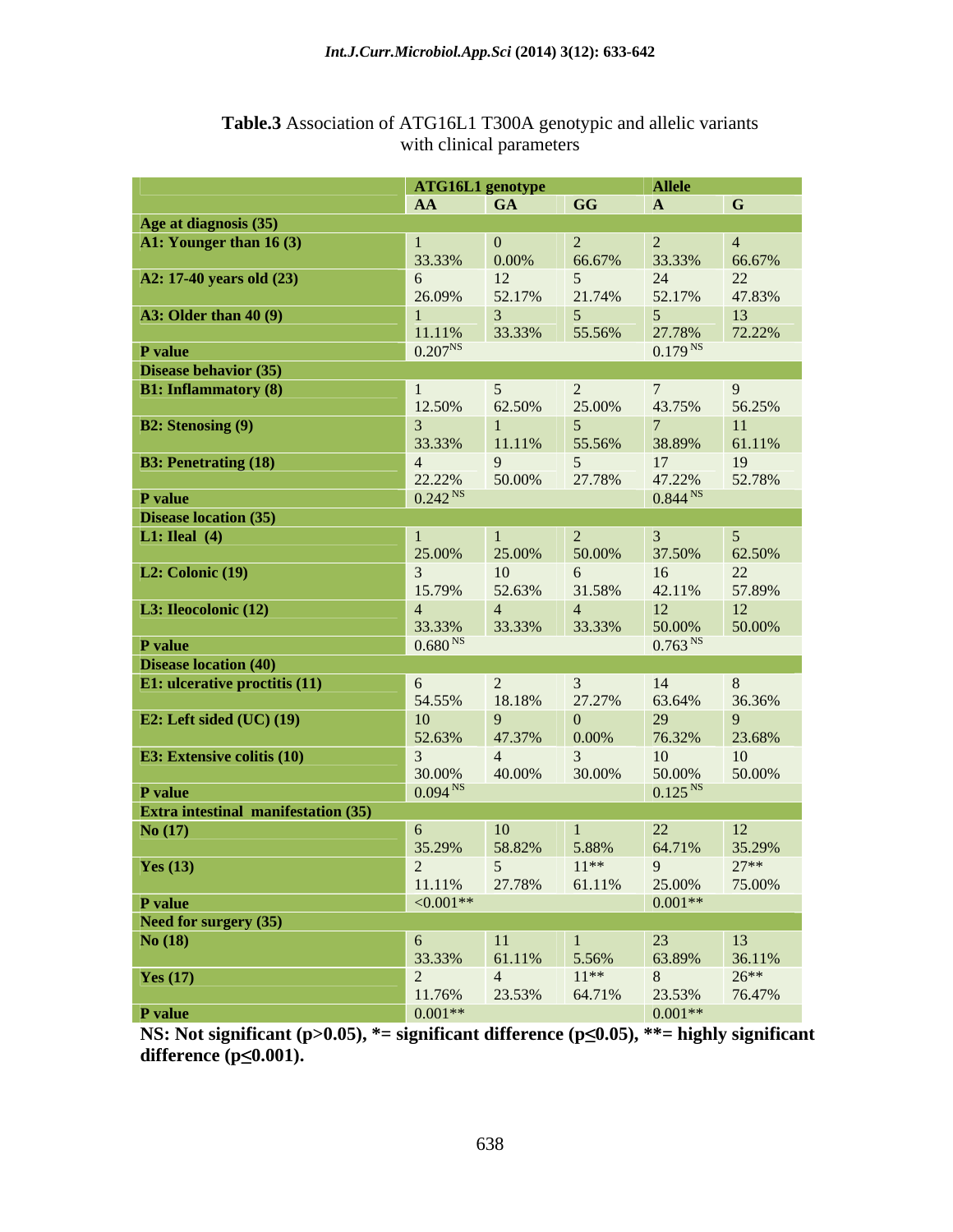**Table.3** Association of ATG16L1 T300A genotypic and allelic variants with clinical parameters

| | ATG16L1 genotype | | | Allele | |
|---|---|---|---|---|---|
| | **AA** | **GA** | **GG** | **A** | **G** |
| **Age at diagnosis (35)** | | | | | |
| **A1: Younger than 16 (3)** | 1<br>33.33% | 0<br>0.00% | 2<br>66.67% | 2<br>33.33% | 4<br>66.67% |
| **A2: 17-40 years old (23)** | 6<br>26.09% | 12<br>52.17% | 5<br>21.74% | 24<br>52.17% | 22<br>47.83% |
| **A3: Older than 40 (9)** | 1<br>11.11% | 3<br>33.33% | 5<br>55.56% | 5<br>27.78% | 13<br>72.22% |
| **P value** | $0.207^{NS}$ | | | $0.179^{NS}$ | |
| **Disease behavior (35)** | | | | | |
| **B1: Inflammatory (8)** | 1<br>12.50% | 5<br>62.50% | 2<br>25.00% | 7<br>43.75% | 9<br>56.25% |
| **B2: Stenosing (9)** | 3<br>33.33% | 1<br>11.11% | 5<br>55.56% | 7<br>38.89% | 11<br>61.11% |
| **B3: Penetrating (18)** | 4<br>22.22% | 9<br>50.00% | 5<br>27.78% | 17<br>47.22% | 19<br>52.78% |
| **P value** | $0.242^{NS}$ | | | $0.844^{NS}$ | |
| **Disease location (35)** | | | | | |
| **L1: Ileal (4)** | 1<br>25.00% | 1<br>25.00% | 2<br>50.00% | 3<br>37.50% | 5<br>62.50% |
| **L2: Colonic (19)** | 3<br>15.79% | 10<br>52.63% | 6<br>31.58% | 16<br>42.11% | 22<br>57.89% |
| **L3: Ileocolonic (12)** | 4<br>33.33% | 4<br>33.33% | 4<br>33.33% | 12<br>50.00% | 12<br>50.00% |
| **P value** | $0.680^{NS}$ | | | $0.763^{NS}$ | |
| **Disease location (40)** | | | | | |
| **E1: ulcerative proctitis (11)** | 6<br>54.55% | 2<br>18.18% | 3<br>27.27% | 14<br>63.64% | 8<br>36.36% |
| **E2: Left sided (UC) (19)** | 10<br>52.63% | 9<br>47.37% | 0<br>0.00% | 29<br>76.32% | 9<br>23.68% |
| **E3: Extensive colitis (10)** | 3<br>30.00% | 4<br>40.00% | 3<br>30.00% | 10<br>50.00% | 10<br>50.00% |
| **P value** | $0.094^{NS}$ | | | $0.125^{NS}$ | |
| **Extra intestinal manifestation (35)** | | | | | |
| **No (17)** | 6<br>35.29% | 10<br>58.82% | 1<br>5.88% | 22<br>64.71% | 12<br>35.29% |
| **Yes (13)** | 2<br>11.11% | 5<br>27.78% | 11**<br>61.11% | 9<br>25.00% | 27**<br>75.00% |
| **P value** | <0.001** | | | 0.001** | |
| **Need for surgery (35)** | | | | | |
| **No (18)** | 6<br>33.33% | 11<br>61.11% | 1<br>5.56% | 23<br>63.89% | 13<br>36.11% |
| **Yes (17)** | 2<br>11.76% | 4<br>23.53% | 11**<br>64.71% | 8<br>23.53% | 26**<br>76.47% |
| **P value** | 0.001** | | | 0.001** | |

**NS: Not significant ($p>0.05$), *= significant difference ($p\leq0.05$), **= highly significant difference ($p\leq0.001$).**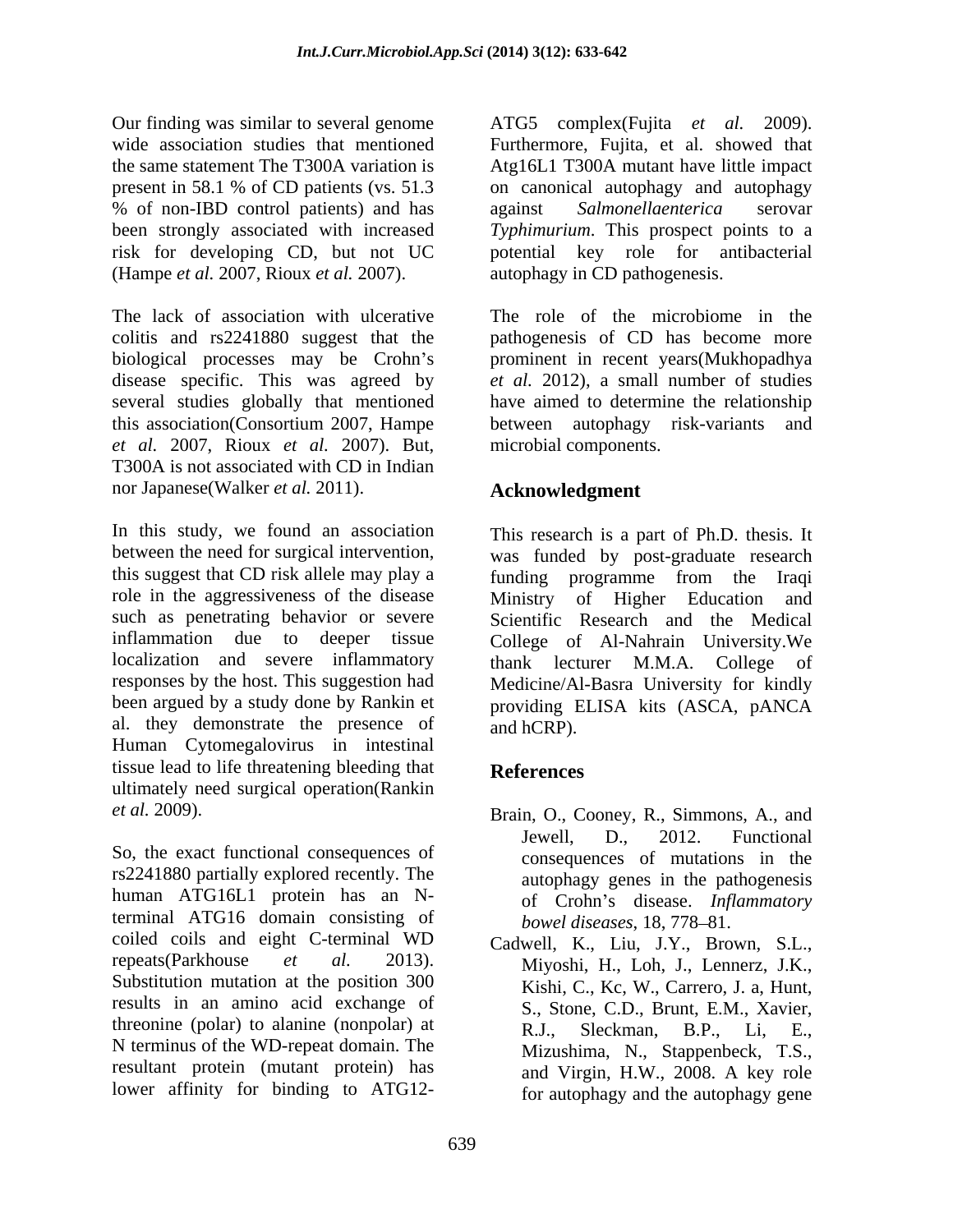Our finding was similar to several genome wide association studies that mentioned the same statement The T300A variation is present in 58.1 % of CD patients (vs. 51.3 % of non-IBD control patients) and has been strongly associated with increased risk for developing CD, but not UC (Hampe *et al.* 2007, Rioux *et al.* 2007).

The lack of association with ulcerative colitis and rs2241880 suggest that the biological processes may be Crohn's disease specific. This was agreed by several studies globally that mentioned this association(Consortium 2007, Hampe *et al.* 2007, Rioux *et al.* 2007). But, T300A is not associated with CD in Indian nor Japanese(Walker *et al.* 2011).

In this study, we found an association between the need for surgical intervention, this suggest that CD risk allele may play a role in the aggressiveness of the disease such as penetrating behavior or severe inflammation due to deeper tissue localization and severe inflammatory responses by the host. This suggestion had been argued by a study done by Rankin et al. they demonstrate the presence of Human Cytomegalovirus in intestinal tissue lead to life threatening bleeding that ultimately need surgical operation(Rankin *et al*. 2009).

So, the exact functional consequences of rs2241880 partially explored recently. The human ATG16L1 protein has an N-terminal ATG16 domain consisting of coiled coils and eight C-terminal WD repeats(Parkhouse *et al.* 2013). Substitution mutation at the position 300 results in an amino acid exchange of threonine (polar) to alanine (nonpolar) at N terminus of the WD-repeat domain. The resultant protein (mutant protein) has lower affinity for binding to ATG12-ATG5 complex(Fujita *et al.* 2009). Furthermore, Fujita, et al. showed that Atg16L1 T300A mutant have little impact on canonical autophagy and autophagy against *Salmonellaenterica* serovar *Typhimurium*. This prospect points to a potential key role for antibacterial autophagy in CD pathogenesis.

The role of the microbiome in the pathogenesis of CD has become more prominent in recent years(Mukhopadhya *et al.* 2012), a small number of studies have aimed to determine the relationship between autophagy risk-variants and microbial components.

## Acknowledgment

This research is a part of Ph.D. thesis. It was funded by post-graduate research funding programme from the Iraqi Ministry of Higher Education and Scientific Research and the Medical College of Al-Nahrain University.We thank lecturer M.M.A. College of Medicine/Al-Basra University for kindly providing ELISA kits (ASCA, pANCA and hCRP).

## References

Brain, O., Cooney, R., Simmons, A., and Jewell, D., 2012. Functional consequences of mutations in the autophagy genes in the pathogenesis of Crohn's disease. *Inflammatory bowel diseases*, 18, 778–81.

Cadwell, K., Liu, J.Y., Brown, S.L., Miyoshi, H., Loh, J., Lennerz, J.K., Kishi, C., Kc, W., Carrero, J. a, Hunt, S., Stone, C.D., Brunt, E.M., Xavier, R.J., Sleckman, B.P., Li, E., Mizushima, N., Stappenbeck, T.S., and Virgin, H.W., 2008. A key role for autophagy and the autophagy gene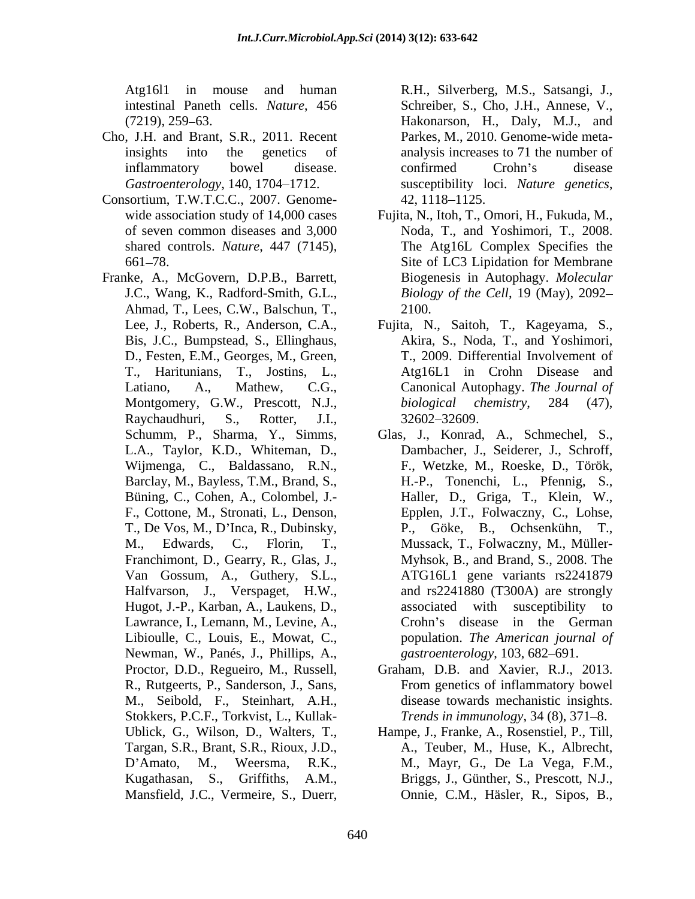Atg16l1 in mouse and human intestinal Paneth cells. *Nature*, 456 (7219), 259–63.

Cho, J.H. and Brant, S.R., 2011. Recent insights into the genetics of inflammatory bowel disease. *Gastroenterology*, 140, 1704–1712.

Consortium, T.W.T.C.C., 2007. Genome-wide association study of 14,000 cases of seven common diseases and 3,000 shared controls. *Nature*, 447 (7145), 661–78.

Franke, A., McGovern, D.P.B., Barrett, J.C., Wang, K., Radford-Smith, G.L., Ahmad, T., Lees, C.W., Balschun, T., Lee, J., Roberts, R., Anderson, C.A., Bis, J.C., Bumpstead, S., Ellinghaus, D., Festen, E.M., Georges, M., Green, T., Haritunians, T., Jostins, L., Latiano, A., Mathew, C.G., Montgomery, G.W., Prescott, N.J., Raychaudhuri, S., Rotter, J.I., Schumm, P., Sharma, Y., Simms, L.A., Taylor, K.D., Whiteman, D., Wijmenga, C., Baldassano, R.N., Barclay, M., Bayless, T.M., Brand, S., Büning, C., Cohen, A., Colombel, J.-F., Cottone, M., Stronati, L., Denson, T., De Vos, M., D'Inca, R., Dubinsky, M., Edwards, C., Florin, T., Franchimont, D., Gearry, R., Glas, J., Van Gossum, A., Guthery, S.L., Halfvarson, J., Verspaget, H.W., Hugot, J.-P., Karban, A., Laukens, D., Lawrance, I., Lemann, M., Levine, A., Libioulle, C., Louis, E., Mowat, C., Newman, W., Panés, J., Phillips, A., Proctor, D.D., Regueiro, M., Russell, R., Rutgeerts, P., Sanderson, J., Sans, M., Seibold, F., Steinhart, A.H., Stokkers, P.C.F., Torkvist, L., Kullak-Ublick, G., Wilson, D., Walters, T., Targan, S.R., Brant, S.R., Rioux, J.D., D'Amato, M., Weersma, R.K., Kugathasan, S., Griffiths, A.M., Mansfield, J.C., Vermeire, S., Duerr, R.H., Silverberg, M.S., Satsangi, J., Schreiber, S., Cho, J.H., Annese, V., Hakonarson, H., Daly, M.J., and Parkes, M., 2010. Genome-wide meta-analysis increases to 71 the number of confirmed Crohn's disease susceptibility loci. *Nature genetics*, 42, 1118–1125.

Fujita, N., Itoh, T., Omori, H., Fukuda, M., Noda, T., and Yoshimori, T., 2008. The Atg16L Complex Specifies the Site of LC3 Lipidation for Membrane Biogenesis in Autophagy. *Molecular Biology of the Cell*, 19 (May), 2092–2100.

Fujita, N., Saitoh, T., Kageyama, S., Akira, S., Noda, T., and Yoshimori, T., 2009. Differential Involvement of Atg16L1 in Crohn Disease and Canonical Autophagy. *The Journal of biological chemistry*, 284 (47), 32602–32609.

Glas, J., Konrad, A., Schmechel, S., Dambacher, J., Seiderer, J., Schroff, F., Wetzke, M., Roeske, D., Török, H.-P., Tonenchi, L., Pfennig, S., Haller, D., Griga, T., Klein, W., Epplen, J.T., Folwaczny, C., Lohse, P., Göke, B., Ochsenkühn, T., Mussack, T., Folwaczny, M., Müller-Myhsok, B., and Brand, S., 2008. The ATG16L1 gene variants rs2241879 and rs2241880 (T300A) are strongly associated with susceptibility to Crohn's disease in the German population. *The American journal of gastroenterology*, 103, 682–691.

Graham, D.B. and Xavier, R.J., 2013. From genetics of inflammatory bowel disease towards mechanistic insights. *Trends in immunology*, 34 (8), 371–8.

Hampe, J., Franke, A., Rosenstiel, P., Till, A., Teuber, M., Huse, K., Albrecht, M., Mayr, G., De La Vega, F.M., Briggs, J., Günther, S., Prescott, N.J., Onnie, C.M., Häsler, R., Sipos, B.,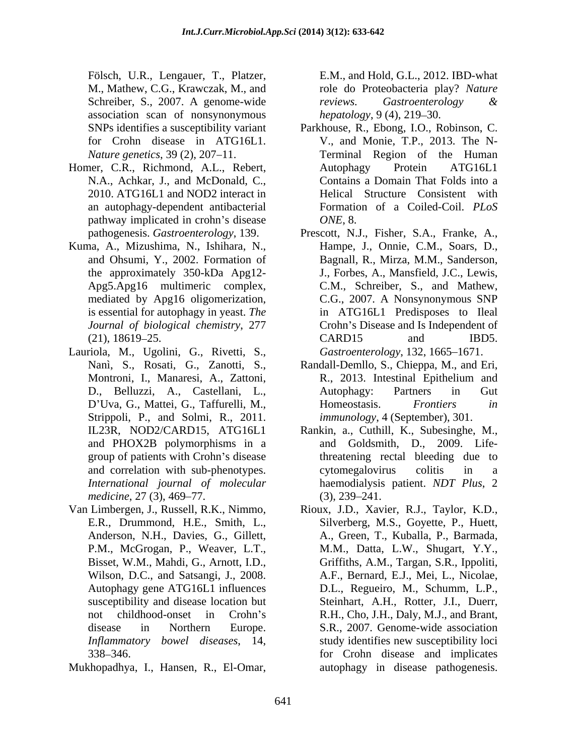Fölsch, U.R., Lengauer, T., Platzer, M., Mathew, C.G., Krawczak, M., and Schreiber, S., 2007. A genome-wide association scan of nonsynonymous SNPs identifies a susceptibility variant for Crohn disease in ATG16L1. *Nature genetics*, 39 (2), 207–11.

Homer, C.R., Richmond, A.L., Rebert, N.A., Achkar, J., and McDonald, C., 2010. ATG16L1 and NOD2 interact in an autophagy-dependent antibacterial pathway implicated in crohn's disease pathogenesis. *Gastroenterology*, 139.

Kuma, A., Mizushima, N., Ishihara, N., and Ohsumi, Y., 2002. Formation of the approximately 350-kDa Apg12-Apg5.Apg16 multimeric complex, mediated by Apg16 oligomerization, is essential for autophagy in yeast. *The Journal of biological chemistry*, 277 (21), 18619–25.

Lauriola, M., Ugolini, G., Rivetti, S., Nanì, S., Rosati, G., Zanotti, S., Montroni, I., Manaresi, A., Zattoni, D., Belluzzi, A., Castellani, L., D'Uva, G., Mattei, G., Taffurelli, M., Strippoli, P., and Solmi, R., 2011. IL23R, NOD2/CARD15, ATG16L1 and PHOX2B polymorphisms in a group of patients with Crohn's disease and correlation with sub-phenotypes. *International journal of molecular medicine*, 27 (3), 469–77.

Van Limbergen, J., Russell, R.K., Nimmo, E.R., Drummond, H.E., Smith, L., Anderson, N.H., Davies, G., Gillett, P.M., McGrogan, P., Weaver, L.T., Bisset, W.M., Mahdi, G., Arnott, I.D., Wilson, D.C., and Satsangi, J., 2008. Autophagy gene ATG16L1 influences susceptibility and disease location but not childhood-onset in Crohn's disease in Northern Europe. *Inflammatory bowel diseases*, 14, 338–346.

Mukhopadhya, I., Hansen, R., El-Omar, E.M., and Hold, G.L., 2012. IBD-what role do Proteobacteria play? *Nature reviews. Gastroenterology & hepatology*, 9 (4), 219–30.

Parkhouse, R., Ebong, I.O., Robinson, C. V., and Monie, T.P., 2013. The N-Terminal Region of the Human Autophagy Protein ATG16L1 Contains a Domain That Folds into a Helical Structure Consistent with Formation of a Coiled-Coil. *PLoS ONE*, 8.

Prescott, N.J., Fisher, S.A., Franke, A., Hampe, J., Onnie, C.M., Soars, D., Bagnall, R., Mirza, M.M., Sanderson, J., Forbes, A., Mansfield, J.C., Lewis, C.M., Schreiber, S., and Mathew, C.G., 2007. A Nonsynonymous SNP in ATG16L1 Predisposes to Ileal Crohn's Disease and Is Independent of CARD15 and IBD5. *Gastroenterology*, 132, 1665–1671.

Randall-Demllo, S., Chieppa, M., and Eri, R., 2013. Intestinal Epithelium and Autophagy: Partners in Gut Homeostasis. *Frontiers in immunology*, 4 (September), 301.

Rankin, a., Cuthill, K., Subesinghe, M., and Goldsmith, D., 2009. Life-threatening rectal bleeding due to cytomegalovirus colitis in a haemodialysis patient. *NDT Plus*, 2 (3), 239–241.

Rioux, J.D., Xavier, R.J., Taylor, K.D., Silverberg, M.S., Goyette, P., Huett, A., Green, T., Kuballa, P., Barmada, M.M., Datta, L.W., Shugart, Y.Y., Griffiths, A.M., Targan, S.R., Ippoliti, A.F., Bernard, E.J., Mei, L., Nicolae, D.L., Regueiro, M., Schumm, L.P., Steinhart, A.H., Rotter, J.I., Duerr, R.H., Cho, J.H., Daly, M.J., and Brant, S.R., 2007. Genome-wide association study identifies new susceptibility loci for Crohn disease and implicates autophagy in disease pathogenesis.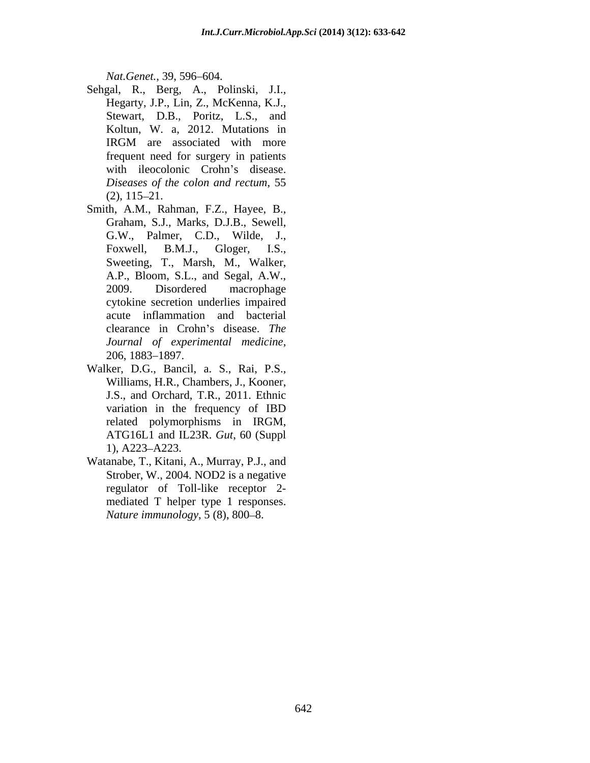*Nat.Genet.*, 39, 596–604.

Sehgal, R., Berg, A., Polinski, J.I., Hegarty, J.P., Lin, Z., McKenna, K.J., Stewart, D.B., Poritz, L.S., and Koltun, W. a, 2012. Mutations in IRGM are associated with more frequent need for surgery in patients with ileocolonic Crohn's disease. *Diseases of the colon and rectum*, 55 (2), 115–21.

Smith, A.M., Rahman, F.Z., Hayee, B., Graham, S.J., Marks, D.J.B., Sewell, G.W., Palmer, C.D., Wilde, J., Foxwell, B.M.J., Gloger, I.S., Sweeting, T., Marsh, M., Walker, A.P., Bloom, S.L., and Segal, A.W., 2009. Disordered macrophage cytokine secretion underlies impaired acute inflammation and bacterial clearance in Crohn's disease. *The Journal of experimental medicine*, 206, 1883–1897.

Walker, D.G., Bancil, a. S., Rai, P.S., Williams, H.R., Chambers, J., Kooner, J.S., and Orchard, T.R., 2011. Ethnic variation in the frequency of IBD related polymorphisms in IRGM, ATG16L1 and IL23R. *Gut*, 60 (Suppl 1), A223–A223.

Watanabe, T., Kitani, A., Murray, P.J., and Strober, W., 2004. NOD2 is a negative regulator of Toll-like receptor 2-mediated T helper type 1 responses. *Nature immunology*, 5 (8), 800–8.